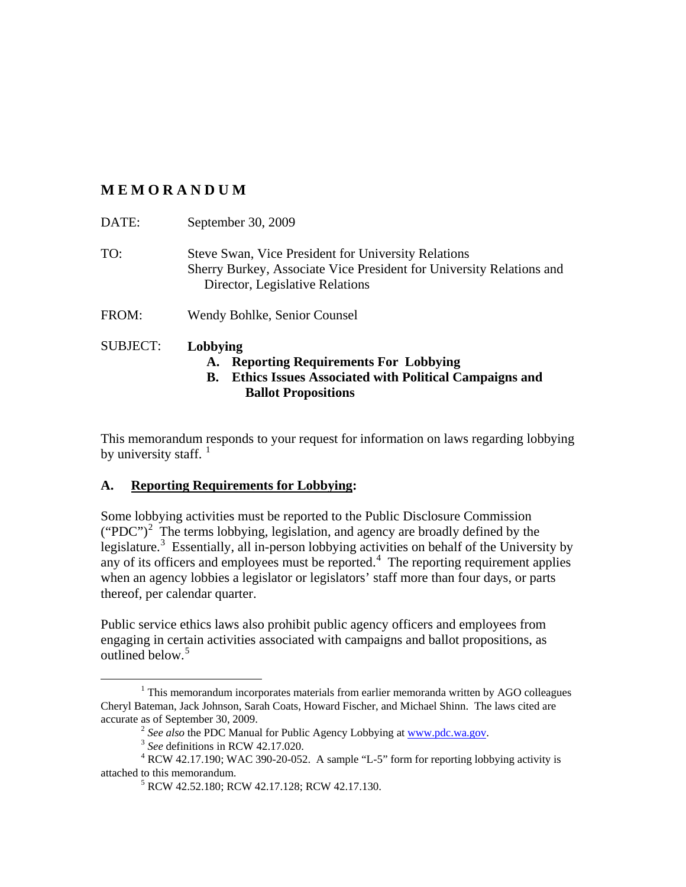# M E M O R A N D U M

DATE: September 30, 2009

TO: Steve Swan, Vice President for University Relations
Sherry Burkey, Associate Vice President for University Relations and Director, Legislative Relations

FROM: Wendy Bohlke, Senior Counsel

SUBJECT: **Lobbying**

**A. Reporting Requirements For Lobbying**

**B. Ethics Issues Associated with Political Campaigns and Ballot Propositions**

This memorandum responds to your request for information on laws regarding lobbying by university staff. [1]

## A. <u>Reporting Requirements for Lobbying</u>:

Some lobbying activities must be reported to the Public Disclosure Commission ("PDC")[2] The terms lobbying, legislation, and agency are broadly defined by the legislature.[3] Essentially, all in-person lobbying activities on behalf of the University by any of its officers and employees must be reported.[4] The reporting requirement applies when an agency lobbies a legislator or legislators' staff more than four days, or parts thereof, per calendar quarter.

Public service ethics laws also prohibit public agency officers and employees from engaging in certain activities associated with campaigns and ballot propositions, as outlined below.[5]

---

[1] This memorandum incorporates materials from earlier memoranda written by AGO colleagues Cheryl Bateman, Jack Johnson, Sarah Coats, Howard Fischer, and Michael Shinn. The laws cited are accurate as of September 30, 2009.

[2] *See also* the PDC Manual for Public Agency Lobbying at www.pdc.wa.gov.

[3] *See* definitions in RCW 42.17.020.

[4] RCW 42.17.190; WAC 390-20-052. A sample "L-5" form for reporting lobbying activity is attached to this memorandum.

[5] RCW 42.52.180; RCW 42.17.128; RCW 42.17.130.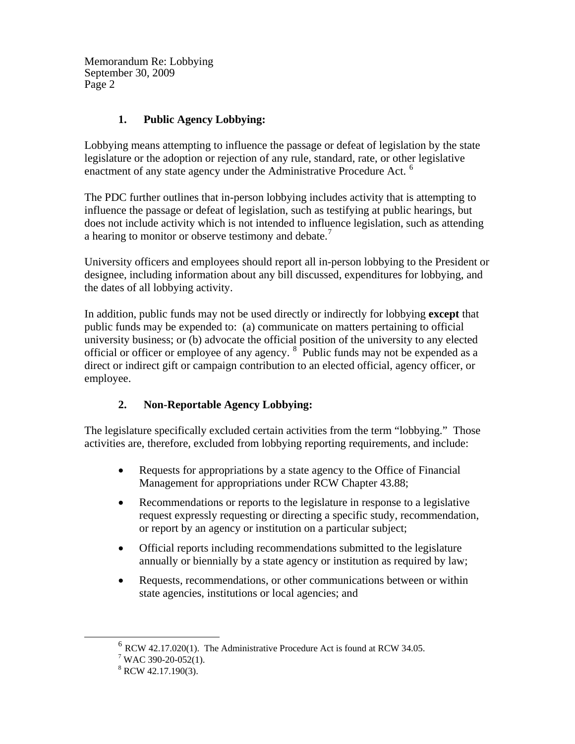## 1. Public Agency Lobbying:

Lobbying means attempting to influence the passage or defeat of legislation by the state legislature or the adoption or rejection of any rule, standard, rate, or other legislative enactment of any state agency under the Administrative Procedure Act. [6]

The PDC further outlines that in-person lobbying includes activity that is attempting to influence the passage or defeat of legislation, such as testifying at public hearings, but does not include activity which is not intended to influence legislation, such as attending a hearing to monitor or observe testimony and debate.[7]

University officers and employees should report all in-person lobbying to the President or designee, including information about any bill discussed, expenditures for lobbying, and the dates of all lobbying activity.

In addition, public funds may not be used directly or indirectly for lobbying **except** that public funds may be expended to: (a) communicate on matters pertaining to official university business; or (b) advocate the official position of the university to any elected official or officer or employee of any agency. [8] Public funds may not be expended as a direct or indirect gift or campaign contribution to an elected official, agency officer, or employee.

## 2. Non-Reportable Agency Lobbying:

The legislature specifically excluded certain activities from the term "lobbying." Those activities are, therefore, excluded from lobbying reporting requirements, and include:

- Requests for appropriations by a state agency to the Office of Financial Management for appropriations under RCW Chapter 43.88;
- Recommendations or reports to the legislature in response to a legislative request expressly requesting or directing a specific study, recommendation, or report by an agency or institution on a particular subject;
- Official reports including recommendations submitted to the legislature annually or biennially by a state agency or institution as required by law;
- Requests, recommendations, or other communications between or within state agencies, institutions or local agencies; and

---

[6] RCW 42.17.020(1). The Administrative Procedure Act is found at RCW 34.05.

[7] WAC 390-20-052(1).

[8] RCW 42.17.190(3).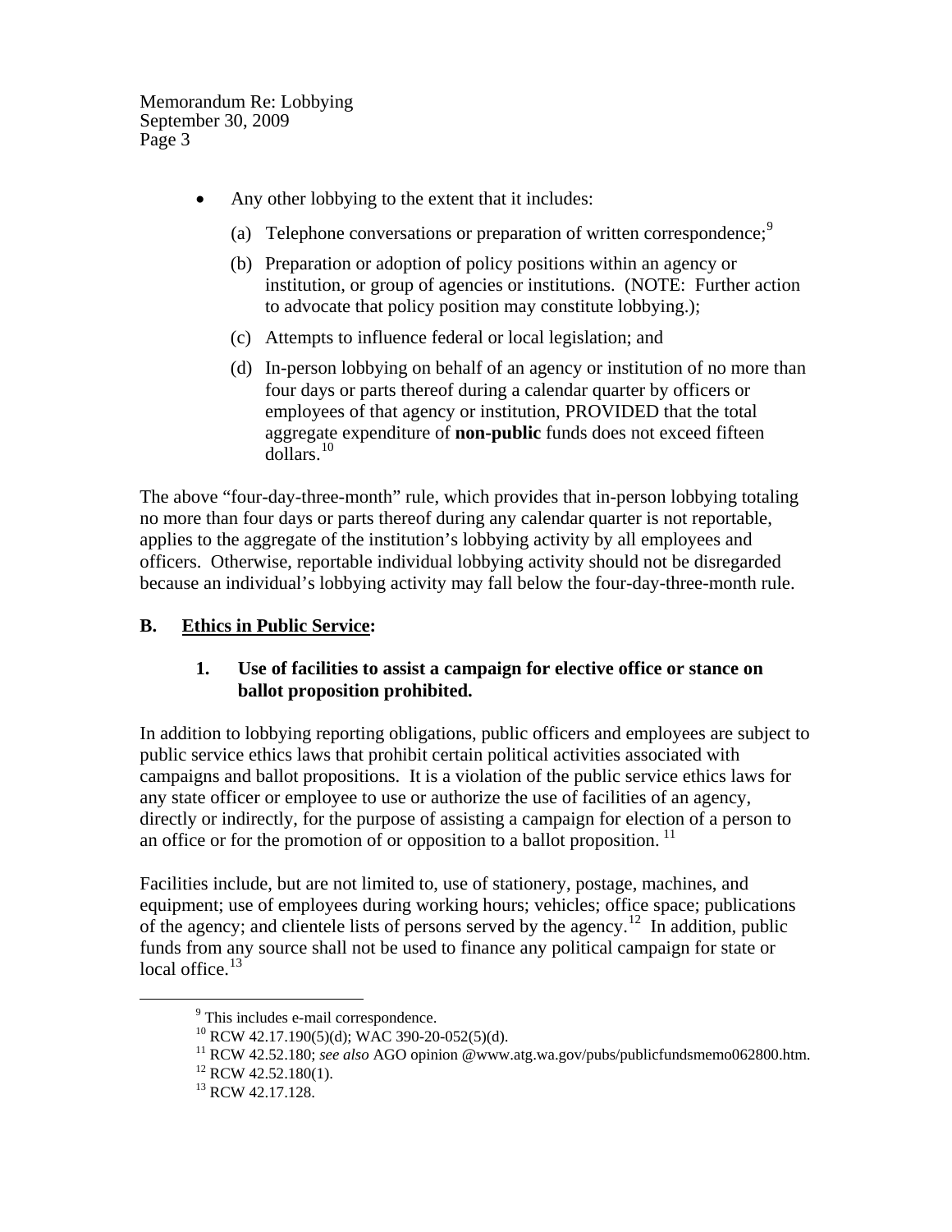- Any other lobbying to the extent that it includes:
  - (a) Telephone conversations or preparation of written correspondence;[9]
  - (b) Preparation or adoption of policy positions within an agency or institution, or group of agencies or institutions. (NOTE: Further action to advocate that policy position may constitute lobbying.);
  - (c) Attempts to influence federal or local legislation; and
  - (d) In-person lobbying on behalf of an agency or institution of no more than four days or parts thereof during a calendar quarter by officers or employees of that agency or institution, PROVIDED that the total aggregate expenditure of **non-public** funds does not exceed fifteen dollars.[10]

The above "four-day-three-month" rule, which provides that in-person lobbying totaling no more than four days or parts thereof during any calendar quarter is not reportable, applies to the aggregate of the institution's lobbying activity by all employees and officers. Otherwise, reportable individual lobbying activity should not be disregarded because an individual's lobbying activity may fall below the four-day-three-month rule.

## B. Ethics in Public Service:

### 1. Use of facilities to assist a campaign for elective office or stance on ballot proposition prohibited.

In addition to lobbying reporting obligations, public officers and employees are subject to public service ethics laws that prohibit certain political activities associated with campaigns and ballot propositions. It is a violation of the public service ethics laws for any state officer or employee to use or authorize the use of facilities of an agency, directly or indirectly, for the purpose of assisting a campaign for election of a person to an office or for the promotion of or opposition to a ballot proposition.[11]

Facilities include, but are not limited to, use of stationery, postage, machines, and equipment; use of employees during working hours; vehicles; office space; publications of the agency; and clientele lists of persons served by the agency.[12] In addition, public funds from any source shall not be used to finance any political campaign for state or local office.[13]

---

[9] This includes e-mail correspondence.

[10] RCW 42.17.190(5)(d); WAC 390-20-052(5)(d).

[11] RCW 42.52.180; *see also* AGO opinion @www.atg.wa.gov/pubs/publicfundsmemo062800.htm.

[12] RCW 42.52.180(1).

[13] RCW 42.17.128.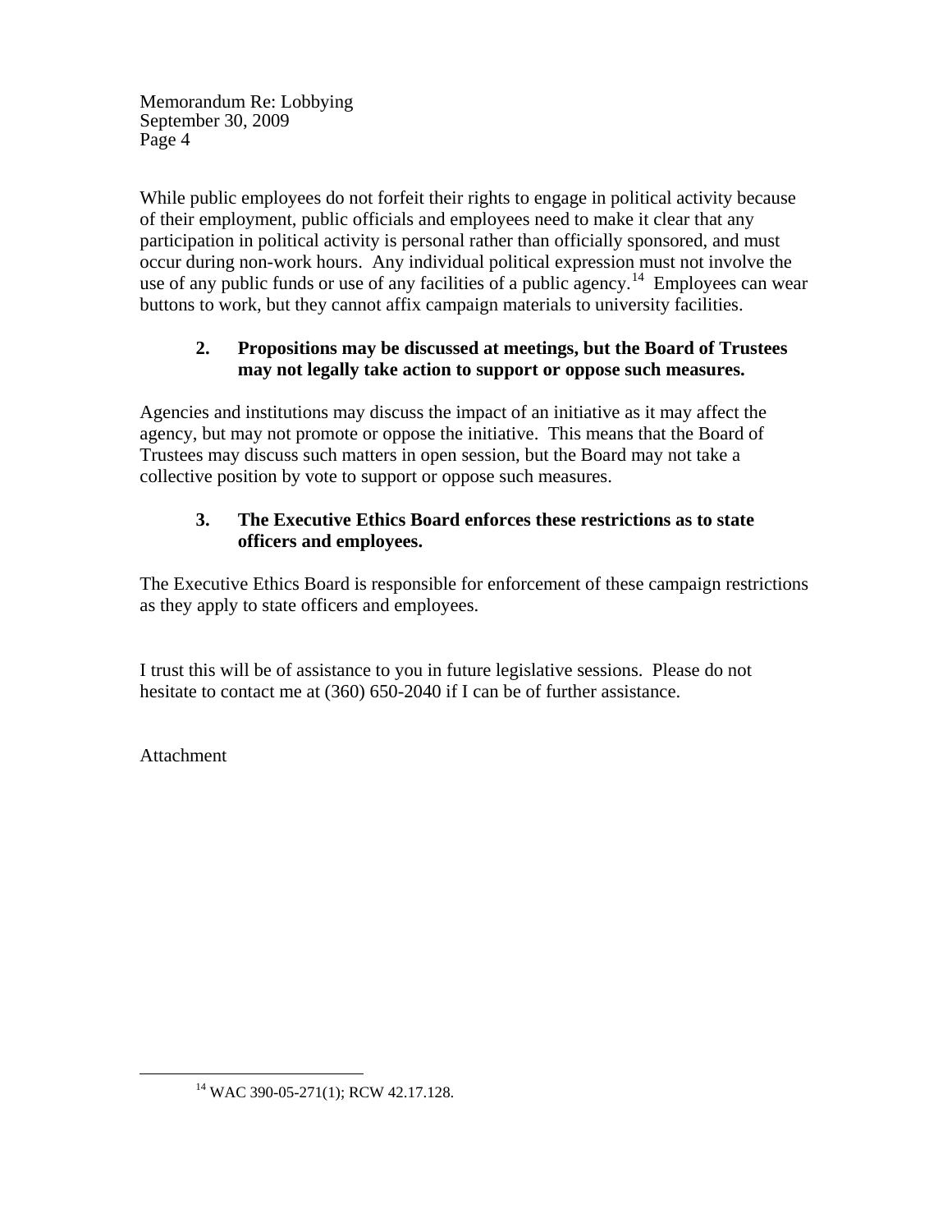While public employees do not forfeit their rights to engage in political activity because of their employment, public officials and employees need to make it clear that any participation in political activity is personal rather than officially sponsored, and must occur during non-work hours. Any individual political expression must not involve the use of any public funds or use of any facilities of a public agency.[14] Employees can wear buttons to work, but they cannot affix campaign materials to university facilities.

**2. Propositions may be discussed at meetings, but the Board of Trustees may not legally take action to support or oppose such measures.**

Agencies and institutions may discuss the impact of an initiative as it may affect the agency, but may not promote or oppose the initiative. This means that the Board of Trustees may discuss such matters in open session, but the Board may not take a collective position by vote to support or oppose such measures.

**3. The Executive Ethics Board enforces these restrictions as to state officers and employees.**

The Executive Ethics Board is responsible for enforcement of these campaign restrictions as they apply to state officers and employees.

I trust this will be of assistance to you in future legislative sessions. Please do not hesitate to contact me at (360) 650-2040 if I can be of further assistance.

Attachment

[14] WAC 390-05-271(1); RCW 42.17.128.